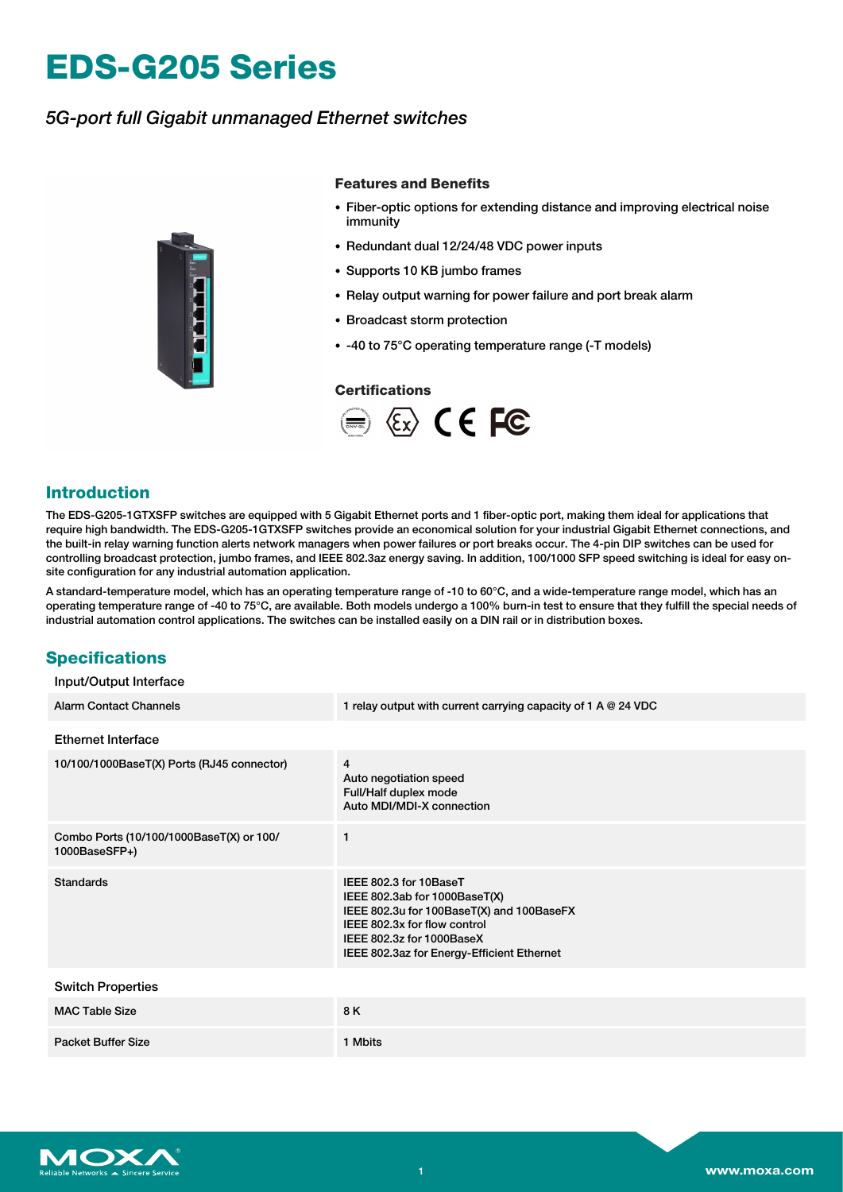# EDS-G205 Series

*5G-port full Gigabit unmanaged Ethernet switches*

### Features and Benefits

- Fiber-optic options for extending distance and improving electrical noise immunity
- Redundant dual 12/24/48 VDC power inputs
- Supports 10 KB jumbo frames
- Relay output warning for power failure and port break alarm
- Broadcast storm protection
- -40 to 75°C operating temperature range (-T models)

### Certifications

## Introduction

The EDS-G205-1GTXSFP switches are equipped with 5 Gigabit Ethernet ports and 1 fiber-optic port, making them ideal for applications that require high bandwidth. The EDS-G205-1GTXSFP switches provide an economical solution for your industrial Gigabit Ethernet connections, and the built-in relay warning function alerts network managers when power failures or port breaks occur. The 4-pin DIP switches can be used for controlling broadcast protection, jumbo frames, and IEEE 802.3az energy saving. In addition, 100/1000 SFP speed switching is ideal for easy on-site configuration for any industrial automation application.

A standard-temperature model, which has an operating temperature range of -10 to 60°C, and a wide-temperature range model, which has an operating temperature range of -40 to 75°C, are available. Both models undergo a 100% burn-in test to ensure that they fulfill the special needs of industrial automation control applications. The switches can be installed easily on a DIN rail or in distribution boxes.

## Specifications

### Input/Output Interface

| | |
|---|---|
| Alarm Contact Channels | 1 relay output with current carrying capacity of 1 A @ 24 VDC |

### Ethernet Interface

| | |
|---|---|
| 10/100/1000BaseT(X) Ports (RJ45 connector) | 4<br>Auto negotiation speed<br>Full/Half duplex mode<br>Auto MDI/MDI-X connection |
| Combo Ports (10/100/1000BaseT(X) or 100/1000BaseSFP+) | 1 |
| Standards | IEEE 802.3 for 10BaseT<br>IEEE 802.3ab for 1000BaseT(X)<br>IEEE 802.3u for 100BaseT(X) and 100BaseFX<br>IEEE 802.3x for flow control<br>IEEE 802.3z for 1000BaseX<br>IEEE 802.3az for Energy-Efficient Ethernet |

### Switch Properties

| | |
|---|---|
| MAC Table Size | 8 K |
| Packet Buffer Size | 1 Mbits |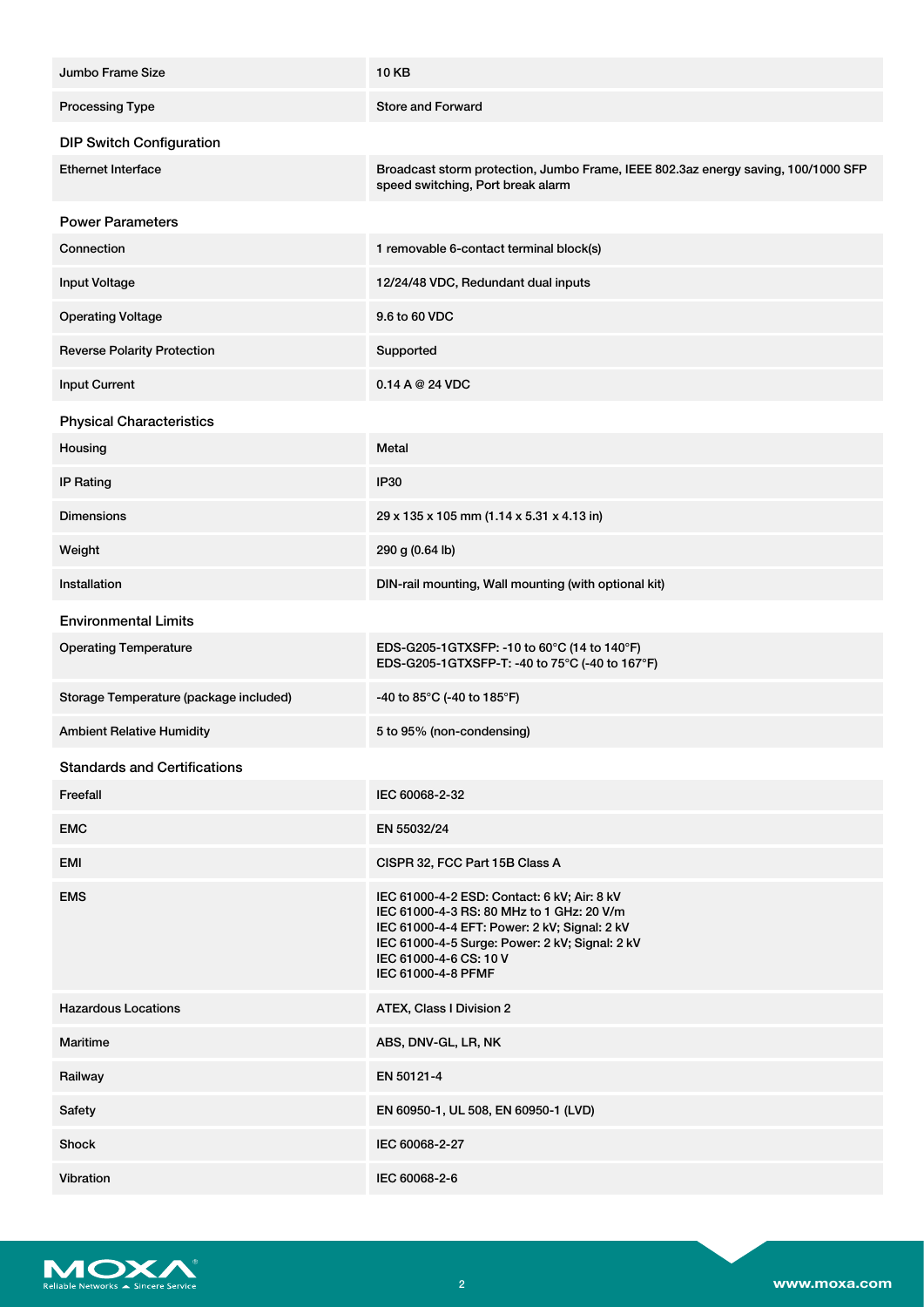| | |
|---|---|
| Jumbo Frame Size | 10 KB |
| Processing Type | Store and Forward |

### DIP Switch Configuration

| | |
|---|---|
| Ethernet Interface | Broadcast storm protection, Jumbo Frame, IEEE 802.3az energy saving, 100/1000 SFP speed switching, Port break alarm |

### Power Parameters

| | |
|---|---|
| Connection | 1 removable 6-contact terminal block(s) |
| Input Voltage | 12/24/48 VDC, Redundant dual inputs |
| Operating Voltage | 9.6 to 60 VDC |
| Reverse Polarity Protection | Supported |
| Input Current | 0.14 A @ 24 VDC |

### Physical Characteristics

| | |
|---|---|
| Housing | Metal |
| IP Rating | IP30 |
| Dimensions | 29 x 135 x 105 mm (1.14 x 5.31 x 4.13 in) |
| Weight | 290 g (0.64 lb) |
| Installation | DIN-rail mounting, Wall mounting (with optional kit) |

### Environmental Limits

| | |
|---|---|
| Operating Temperature | EDS-G205-1GTXSFP: -10 to 60°C (14 to 140°F)<br>EDS-G205-1GTXSFP-T: -40 to 75°C (-40 to 167°F) |
| Storage Temperature (package included) | -40 to 85°C (-40 to 185°F) |
| Ambient Relative Humidity | 5 to 95% (non-condensing) |

### Standards and Certifications

| | |
|---|---|
| Freefall | IEC 60068-2-32 |
| EMC | EN 55032/24 |
| EMI | CISPR 32, FCC Part 15B Class A |
| EMS | IEC 61000-4-2 ESD: Contact: 6 kV; Air: 8 kV<br>IEC 61000-4-3 RS: 80 MHz to 1 GHz: 20 V/m<br>IEC 61000-4-4 EFT: Power: 2 kV; Signal: 2 kV<br>IEC 61000-4-5 Surge: Power: 2 kV; Signal: 2 kV<br>IEC 61000-4-6 CS: 10 V<br>IEC 61000-4-8 PFMF |
| Hazardous Locations | ATEX, Class I Division 2 |
| Maritime | ABS, DNV-GL, LR, NK |
| Railway | EN 50121-4 |
| Safety | EN 60950-1, UL 508, EN 60950-1 (LVD) |
| Shock | IEC 60068-2-27 |
| Vibration | IEC 60068-2-6 |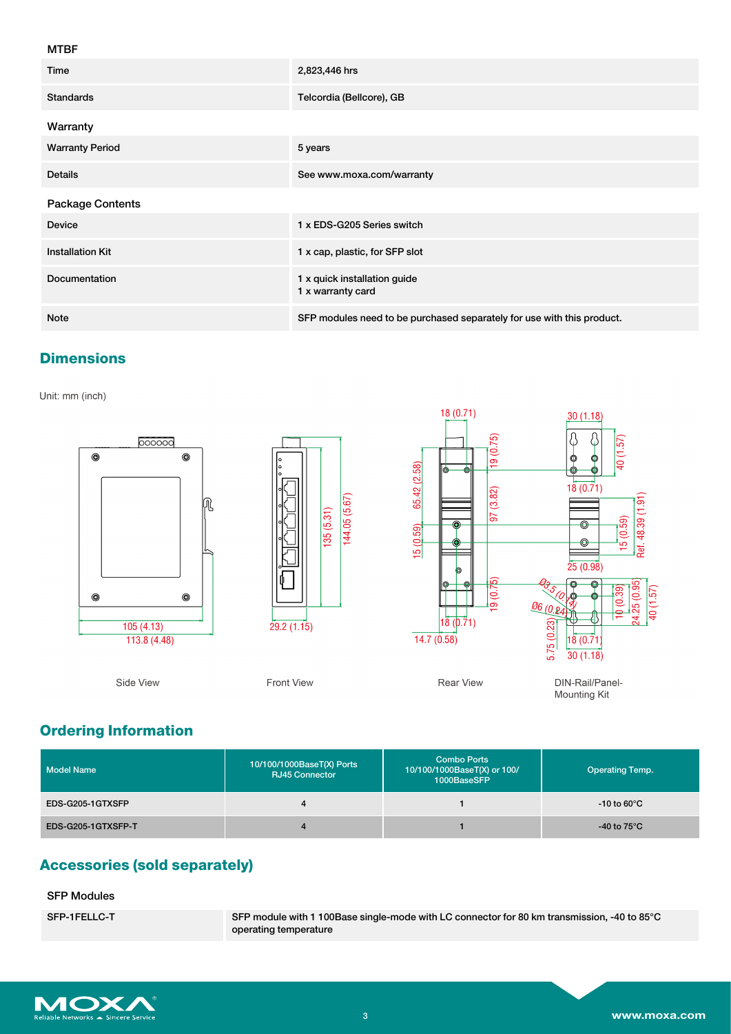### MTBF

| | |
|---|---|
| Time | 2,823,446 hrs |
| Standards | Telcordia (Bellcore), GB |

### Warranty

| | |
|---|---|
| Warranty Period | 5 years |
| Details | See www.moxa.com/warranty |

### Package Contents

| | |
|---|---|
| Device | 1 x EDS-G205 Series switch |
| Installation Kit | 1 x cap, plastic, for SFP slot |
| Documentation | 1 x quick installation guide<br>1 x warranty card |
| Note | SFP modules need to be purchased separately for use with this product. |

## Dimensions

Unit: mm (inch)

Side View — 105 (4.13); 113.8 (4.48)

Front View — 29.2 (1.15); 135 (5.31); 144.05 (5.67)

Rear View — 18 (0.71); 19 (0.75); 65.42 (2.58); 97 (3.82); 15 (0.59); 19 (0.75); 18 (0.71); 14.7 (0.58)

DIN-Rail/Panel-Mounting Kit — 30 (1.18); 40 (1.57); 18 (0.71); Ref. 48.39 (1.91); 15 (0.59); 25 (0.98); Ø3.5 (0.14); Ø6 (0.24); 10 (0.39); 24.25 (0.95); 40 (1.57); 5.75 (0.23); 18 (0.71); 30 (1.18)

## Ordering Information

| Model Name | 10/100/1000BaseT(X) Ports RJ45 Connector | Combo Ports 10/100/1000BaseT(X) or 100/1000BaseSFP | Operating Temp. |
|---|---|---|---|
| EDS-G205-1GTXSFP | 4 | 1 | -10 to 60°C |
| EDS-G205-1GTXSFP-T | 4 | 1 | -40 to 75°C |

## Accessories (sold separately)

### SFP Modules

| | |
|---|---|
| SFP-1FELLC-T | SFP module with 1 100Base single-mode with LC connector for 80 km transmission, -40 to 85°C operating temperature |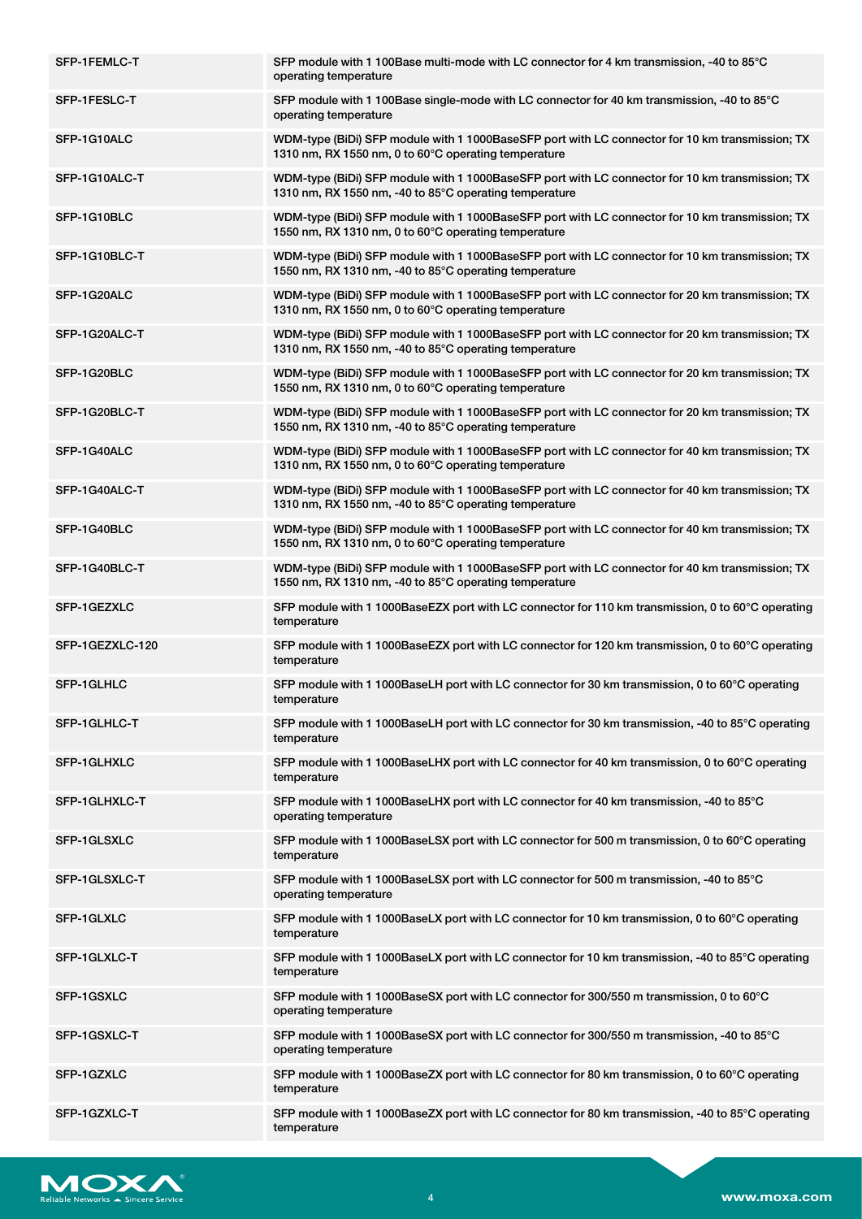| | |
|---|---|
| SFP-1FEMLC-T | SFP module with 1 100Base multi-mode with LC connector for 4 km transmission, -40 to 85°C operating temperature |
| SFP-1FESLC-T | SFP module with 1 100Base single-mode with LC connector for 40 km transmission, -40 to 85°C operating temperature |
| SFP-1G10ALC | WDM-type (BiDi) SFP module with 1 1000BaseSFP port with LC connector for 10 km transmission; TX 1310 nm, RX 1550 nm, 0 to 60°C operating temperature |
| SFP-1G10ALC-T | WDM-type (BiDi) SFP module with 1 1000BaseSFP port with LC connector for 10 km transmission; TX 1310 nm, RX 1550 nm, -40 to 85°C operating temperature |
| SFP-1G10BLC | WDM-type (BiDi) SFP module with 1 1000BaseSFP port with LC connector for 10 km transmission; TX 1550 nm, RX 1310 nm, 0 to 60°C operating temperature |
| SFP-1G10BLC-T | WDM-type (BiDi) SFP module with 1 1000BaseSFP port with LC connector for 10 km transmission; TX 1550 nm, RX 1310 nm, -40 to 85°C operating temperature |
| SFP-1G20ALC | WDM-type (BiDi) SFP module with 1 1000BaseSFP port with LC connector for 20 km transmission; TX 1310 nm, RX 1550 nm, 0 to 60°C operating temperature |
| SFP-1G20ALC-T | WDM-type (BiDi) SFP module with 1 1000BaseSFP port with LC connector for 20 km transmission; TX 1310 nm, RX 1550 nm, -40 to 85°C operating temperature |
| SFP-1G20BLC | WDM-type (BiDi) SFP module with 1 1000BaseSFP port with LC connector for 20 km transmission; TX 1550 nm, RX 1310 nm, 0 to 60°C operating temperature |
| SFP-1G20BLC-T | WDM-type (BiDi) SFP module with 1 1000BaseSFP port with LC connector for 20 km transmission; TX 1550 nm, RX 1310 nm, -40 to 85°C operating temperature |
| SFP-1G40ALC | WDM-type (BiDi) SFP module with 1 1000BaseSFP port with LC connector for 40 km transmission; TX 1310 nm, RX 1550 nm, 0 to 60°C operating temperature |
| SFP-1G40ALC-T | WDM-type (BiDi) SFP module with 1 1000BaseSFP port with LC connector for 40 km transmission; TX 1310 nm, RX 1550 nm, -40 to 85°C operating temperature |
| SFP-1G40BLC | WDM-type (BiDi) SFP module with 1 1000BaseSFP port with LC connector for 40 km transmission; TX 1550 nm, RX 1310 nm, 0 to 60°C operating temperature |
| SFP-1G40BLC-T | WDM-type (BiDi) SFP module with 1 1000BaseSFP port with LC connector for 40 km transmission; TX 1550 nm, RX 1310 nm, -40 to 85°C operating temperature |
| SFP-1GEZXLC | SFP module with 1 1000BaseEZX port with LC connector for 110 km transmission, 0 to 60°C operating temperature |
| SFP-1GEZXLC-120 | SFP module with 1 1000BaseEZX port with LC connector for 120 km transmission, 0 to 60°C operating temperature |
| SFP-1GLHLC | SFP module with 1 1000BaseLH port with LC connector for 30 km transmission, 0 to 60°C operating temperature |
| SFP-1GLHLC-T | SFP module with 1 1000BaseLH port with LC connector for 30 km transmission, -40 to 85°C operating temperature |
| SFP-1GLHXLC | SFP module with 1 1000BaseLHX port with LC connector for 40 km transmission, 0 to 60°C operating temperature |
| SFP-1GLHXLC-T | SFP module with 1 1000BaseLHX port with LC connector for 40 km transmission, -40 to 85°C operating temperature |
| SFP-1GLSXLC | SFP module with 1 1000BaseLSX port with LC connector for 500 m transmission, 0 to 60°C operating temperature |
| SFP-1GLSXLC-T | SFP module with 1 1000BaseLSX port with LC connector for 500 m transmission, -40 to 85°C operating temperature |
| SFP-1GLXLC | SFP module with 1 1000BaseLX port with LC connector for 10 km transmission, 0 to 60°C operating temperature |
| SFP-1GLXLC-T | SFP module with 1 1000BaseLX port with LC connector for 10 km transmission, -40 to 85°C operating temperature |
| SFP-1GSXLC | SFP module with 1 1000BaseSX port with LC connector for 300/550 m transmission, 0 to 60°C operating temperature |
| SFP-1GSXLC-T | SFP module with 1 1000BaseSX port with LC connector for 300/550 m transmission, -40 to 85°C operating temperature |
| SFP-1GZXLC | SFP module with 1 1000BaseZX port with LC connector for 80 km transmission, 0 to 60°C operating temperature |
| SFP-1GZXLC-T | SFP module with 1 1000BaseZX port with LC connector for 80 km transmission, -40 to 85°C operating temperature |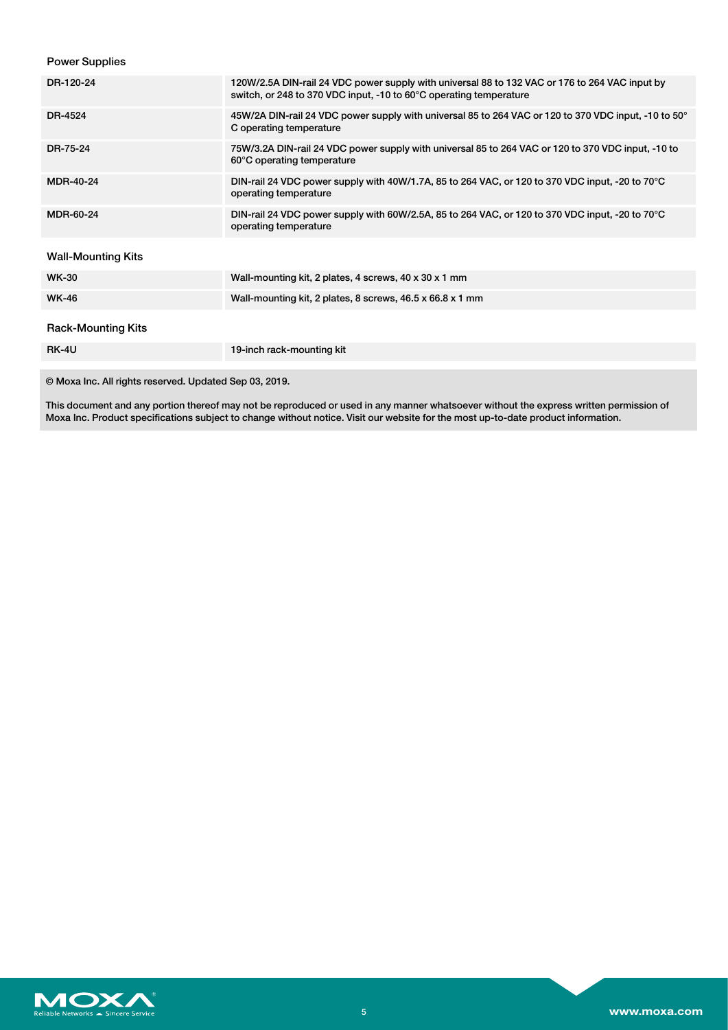### Power Supplies

| | |
|---|---|
| DR-120-24 | 120W/2.5A DIN-rail 24 VDC power supply with universal 88 to 132 VAC or 176 to 264 VAC input by switch, or 248 to 370 VDC input, -10 to 60°C operating temperature |
| DR-4524 | 45W/2A DIN-rail 24 VDC power supply with universal 85 to 264 VAC or 120 to 370 VDC input, -10 to 50° C operating temperature |
| DR-75-24 | 75W/3.2A DIN-rail 24 VDC power supply with universal 85 to 264 VAC or 120 to 370 VDC input, -10 to 60°C operating temperature |
| MDR-40-24 | DIN-rail 24 VDC power supply with 40W/1.7A, 85 to 264 VAC, or 120 to 370 VDC input, -20 to 70°C operating temperature |
| MDR-60-24 | DIN-rail 24 VDC power supply with 60W/2.5A, 85 to 264 VAC, or 120 to 370 VDC input, -20 to 70°C operating temperature |

### Wall-Mounting Kits

| | |
|---|---|
| WK-30 | Wall-mounting kit, 2 plates, 4 screws, 40 x 30 x 1 mm |
| WK-46 | Wall-mounting kit, 2 plates, 8 screws, 46.5 x 66.8 x 1 mm |

### Rack-Mounting Kits

| | |
|---|---|
| RK-4U | 19-inch rack-mounting kit |

© Moxa Inc. All rights reserved. Updated Sep 03, 2019.

This document and any portion thereof may not be reproduced or used in any manner whatsoever without the express written permission of Moxa Inc. Product specifications subject to change without notice. Visit our website for the most up-to-date product information.